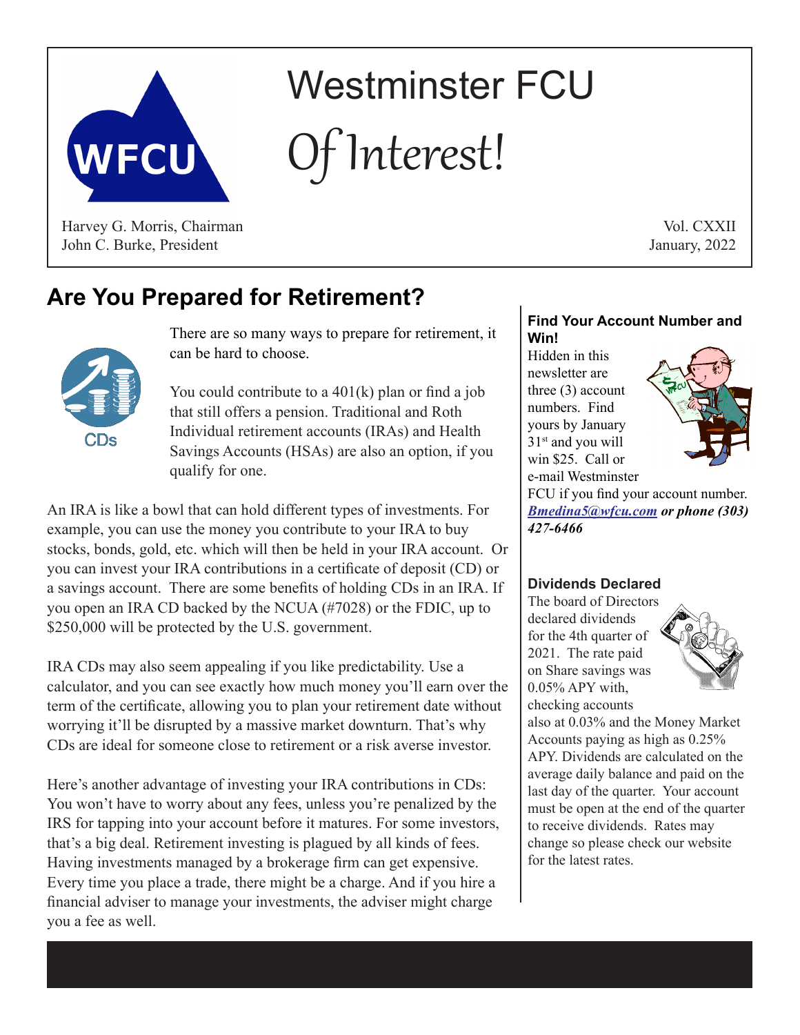# Westminster FCU

## Of Interest!

Harvey G. Morris, Chairman
John C. Burke, President

Vol. CXXII
January, 2022

## Are You Prepared for Retirement?

CDs

There are so many ways to prepare for retirement, it can be hard to choose.

You could contribute to a 401(k) plan or find a job that still offers a pension. Traditional and Roth Individual retirement accounts (IRAs) and Health Savings Accounts (HSAs) are also an option, if you qualify for one.

An IRA is like a bowl that can hold different types of investments. For example, you can use the money you contribute to your IRA to buy stocks, bonds, gold, etc. which will then be held in your IRA account. Or you can invest your IRA contributions in a certificate of deposit (CD) or a savings account. There are some benefits of holding CDs in an IRA. If you open an IRA CD backed by the NCUA (#7028) or the FDIC, up to $250,000 will be protected by the U.S. government.

IRA CDs may also seem appealing if you like predictability. Use a calculator, and you can see exactly how much money you'll earn over the term of the certificate, allowing you to plan your retirement date without worrying it'll be disrupted by a massive market downturn. That's why CDs are ideal for someone close to retirement or a risk averse investor.

Here's another advantage of investing your IRA contributions in CDs: You won't have to worry about any fees, unless you're penalized by the IRS for tapping into your account before it matures. For some investors, that's a big deal. Retirement investing is plagued by all kinds of fees. Having investments managed by a brokerage firm can get expensive. Every time you place a trade, there might be a charge. And if you hire a financial adviser to manage your investments, the adviser might charge you a fee as well.

### Find Your Account Number and Win!

Hidden in this newsletter are three (3) account numbers. Find yours by January 31st and you will win $25. Call or e-mail Westminster FCU if you find your account number. ***Bmedina5@wfcu.com or phone (303) 427-6466***

### Dividends Declared

The board of Directors declared dividends for the 4th quarter of 2021. The rate paid on Share savings was 0.05% APY with, checking accounts also at 0.03% and the Money Market Accounts paying as high as 0.25% APY. Dividends are calculated on the average daily balance and paid on the last day of the quarter. Your account must be open at the end of the quarter to receive dividends. Rates may change so please check our website for the latest rates.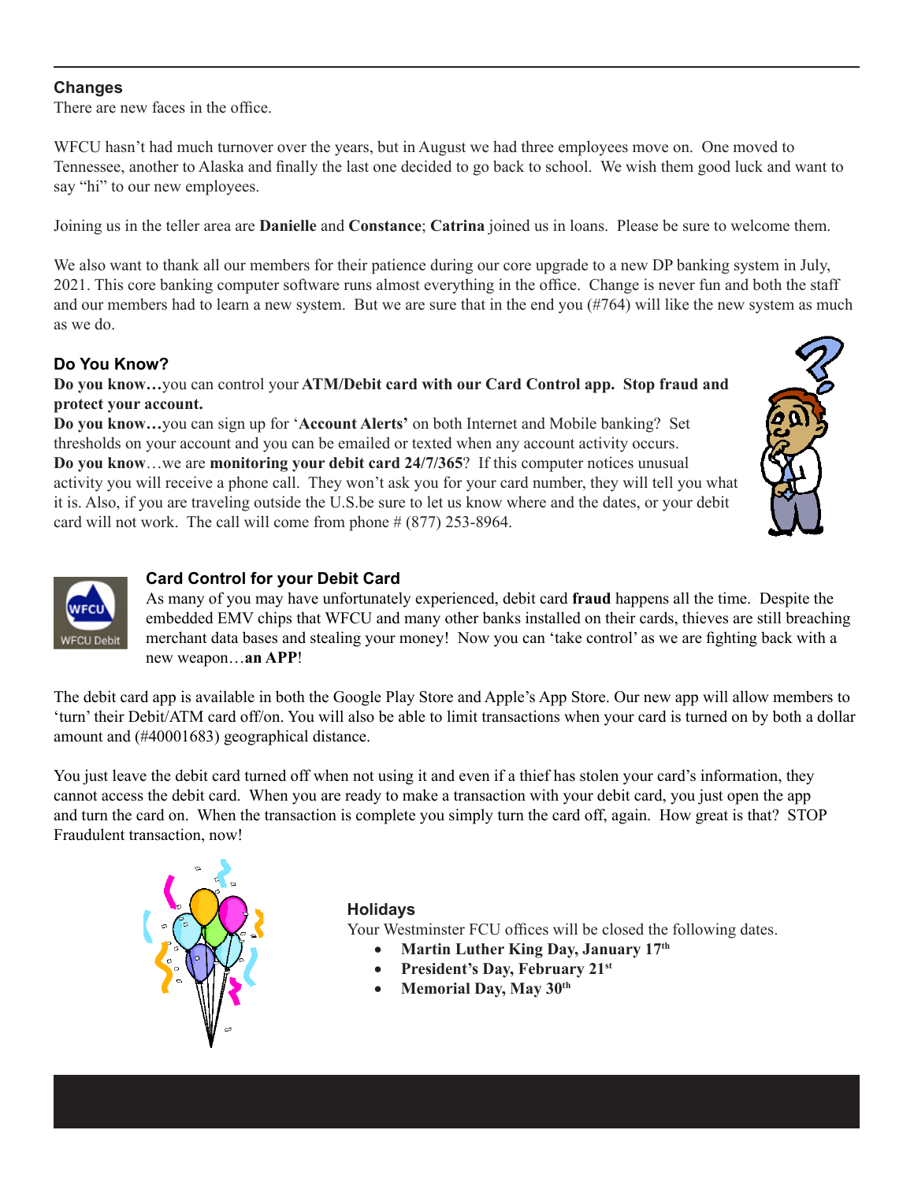## Changes

There are new faces in the office.

WFCU hasn't had much turnover over the years, but in August we had three employees move on. One moved to Tennessee, another to Alaska and finally the last one decided to go back to school. We wish them good luck and want to say "hi" to our new employees.

Joining us in the teller area are **Danielle** and **Constance**; **Catrina** joined us in loans. Please be sure to welcome them.

We also want to thank all our members for their patience during our core upgrade to a new DP banking system in July, 2021. This core banking computer software runs almost everything in the office. Change is never fun and both the staff and our members had to learn a new system. But we are sure that in the end you (#764) will like the new system as much as we do.

## Do You Know?

**Do you know…**you can control your **ATM/Debit card with our Card Control app. Stop fraud and protect your account.**

**Do you know…**you can sign up for '**Account Alerts'** on both Internet and Mobile banking? Set thresholds on your account and you can be emailed or texted when any account activity occurs.

**Do you know**…we are **monitoring your debit card 24/7/365**? If this computer notices unusual activity you will receive a phone call. They won't ask you for your card number, they will tell you what it is. Also, if you are traveling outside the U.S.be sure to let us know where and the dates, or your debit card will not work. The call will come from phone # (877) 253-8964.

## Card Control for your Debit Card

As many of you may have unfortunately experienced, debit card **fraud** happens all the time. Despite the embedded EMV chips that WFCU and many other banks installed on their cards, thieves are still breaching merchant data bases and stealing your money! Now you can 'take control' as we are fighting back with a new weapon…**an APP**!

The debit card app is available in both the Google Play Store and Apple's App Store. Our new app will allow members to 'turn' their Debit/ATM card off/on. You will also be able to limit transactions when your card is turned on by both a dollar amount and (#40001683) geographical distance.

You just leave the debit card turned off when not using it and even if a thief has stolen your card's information, they cannot access the debit card. When you are ready to make a transaction with your debit card, you just open the app and turn the card on. When the transaction is complete you simply turn the card off, again. How great is that? STOP Fraudulent transaction, now!

## Holidays

Your Westminster FCU offices will be closed the following dates.

- **Martin Luther King Day, January 17th**
- **President's Day, February 21st**
- **Memorial Day, May 30th**